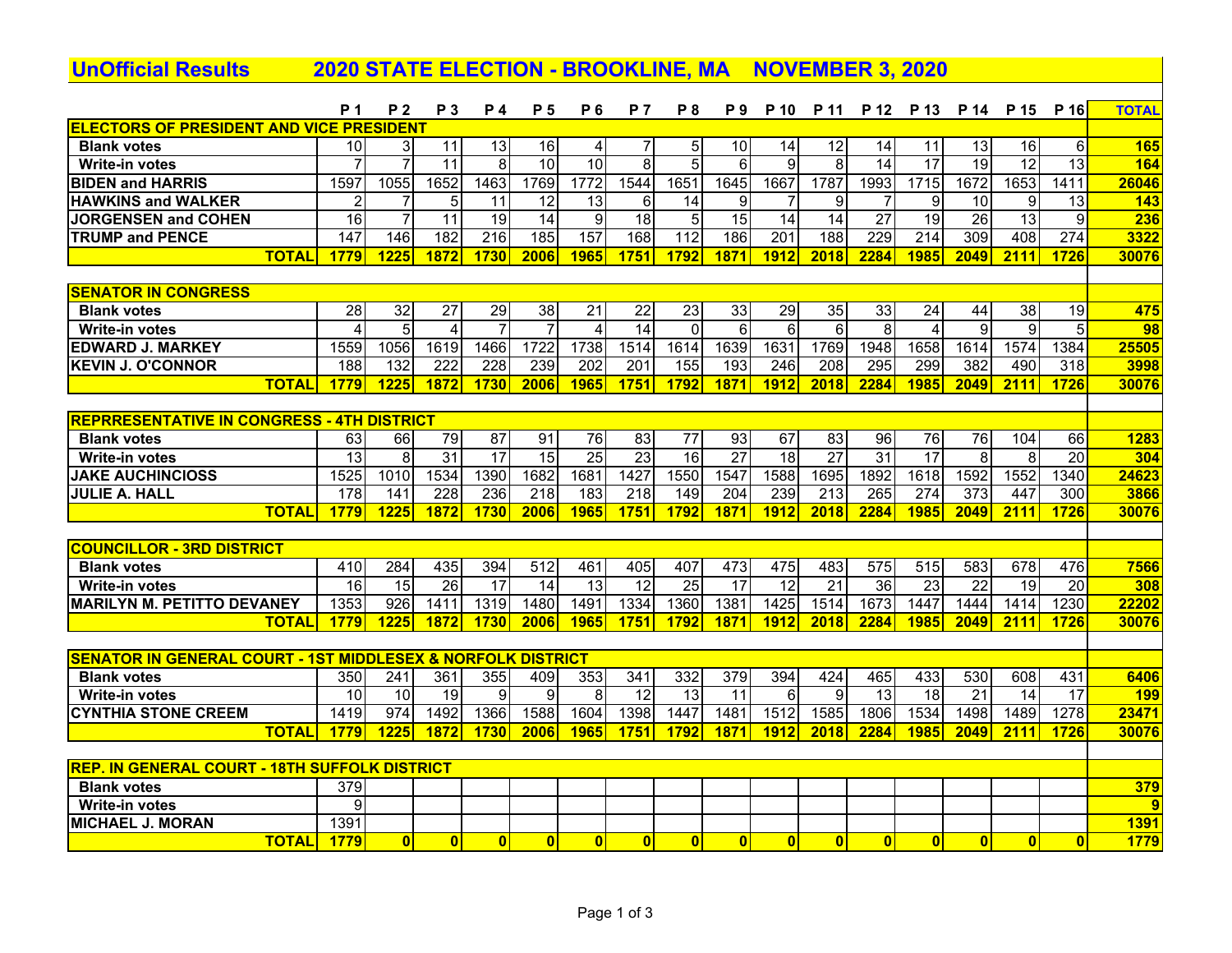# UnOfficial Results 2020 STATE ELECTION - BROOKLINE, MA NOVEMBER 3, 2020

| | P 1 | P 2 | P 3 | P 4 | P 5 | P 6 | P 7 | P 8 | P 9 | P 10 | P 11 | P 12 | P 13 | P 14 | P 15 | P 16 | TOTAL |
|---|---|---|---|---|---|---|---|---|---|---|---|---|---|---|---|---|---|
| **ELECTORS OF PRESIDENT AND VICE PRESIDENT** | | | | | | | | | | | | | | | | | |
| Blank votes | 10 | 3 | 11 | 13 | 16 | 4 | 7 | 5 | 10 | 14 | 12 | 14 | 11 | 13 | 16 | 6 | 165 |
| Write-in votes | 7 | 7 | 11 | 8 | 10 | 10 | 8 | 5 | 6 | 9 | 8 | 14 | 17 | 19 | 12 | 13 | 164 |
| BIDEN and HARRIS | 1597 | 1055 | 1652 | 1463 | 1769 | 1772 | 1544 | 1651 | 1645 | 1667 | 1787 | 1993 | 1715 | 1672 | 1653 | 1411 | 26046 |
| HAWKINS and WALKER | 2 | 7 | 5 | 11 | 12 | 13 | 6 | 14 | 9 | 7 | 9 | 7 | 9 | 10 | 9 | 13 | 143 |
| JORGENSEN and COHEN | 16 | 7 | 11 | 19 | 14 | 9 | 18 | 5 | 15 | 14 | 14 | 27 | 19 | 26 | 13 | 9 | 236 |
| TRUMP and PENCE | 147 | 146 | 182 | 216 | 185 | 157 | 168 | 112 | 186 | 201 | 188 | 229 | 214 | 309 | 408 | 274 | 3322 |
| **TOTAL** | 1779 | 1225 | 1872 | 1730 | 2006 | 1965 | 1751 | 1792 | 1871 | 1912 | 2018 | 2284 | 1985 | 2049 | 2111 | 1726 | 30076 |
| **SENATOR IN CONGRESS** | | | | | | | | | | | | | | | | | |
| Blank votes | 28 | 32 | 27 | 29 | 38 | 21 | 22 | 23 | 33 | 29 | 35 | 33 | 24 | 44 | 38 | 19 | 475 |
| Write-in votes | 4 | 5 | 4 | 7 | 7 | 4 | 14 | 0 | 6 | 6 | 6 | 8 | 4 | 9 | 9 | 5 | 98 |
| EDWARD J. MARKEY | 1559 | 1056 | 1619 | 1466 | 1722 | 1738 | 1514 | 1614 | 1639 | 1631 | 1769 | 1948 | 1658 | 1614 | 1574 | 1384 | 25505 |
| KEVIN J. O'CONNOR | 188 | 132 | 222 | 228 | 239 | 202 | 201 | 155 | 193 | 246 | 208 | 295 | 299 | 382 | 490 | 318 | 3998 |
| **TOTAL** | 1779 | 1225 | 1872 | 1730 | 2006 | 1965 | 1751 | 1792 | 1871 | 1912 | 2018 | 2284 | 1985 | 2049 | 2111 | 1726 | 30076 |
| **REPRRESENTATIVE IN CONGRESS - 4TH DISTRICT** | | | | | | | | | | | | | | | | | |
| Blank votes | 63 | 66 | 79 | 87 | 91 | 76 | 83 | 77 | 93 | 67 | 83 | 96 | 76 | 76 | 104 | 66 | 1283 |
| Write-in votes | 13 | 8 | 31 | 17 | 15 | 25 | 23 | 16 | 27 | 18 | 27 | 31 | 17 | 8 | 8 | 20 | 304 |
| JAKE AUCHINCIOSS | 1525 | 1010 | 1534 | 1390 | 1682 | 1681 | 1427 | 1550 | 1547 | 1588 | 1695 | 1892 | 1618 | 1592 | 1552 | 1340 | 24623 |
| JULIE A. HALL | 178 | 141 | 228 | 236 | 218 | 183 | 218 | 149 | 204 | 239 | 213 | 265 | 274 | 373 | 447 | 300 | 3866 |
| **TOTAL** | 1779 | 1225 | 1872 | 1730 | 2006 | 1965 | 1751 | 1792 | 1871 | 1912 | 2018 | 2284 | 1985 | 2049 | 2111 | 1726 | 30076 |
| **COUNCILLOR - 3RD DISTRICT** | | | | | | | | | | | | | | | | | |
| Blank votes | 410 | 284 | 435 | 394 | 512 | 461 | 405 | 407 | 473 | 475 | 483 | 575 | 515 | 583 | 678 | 476 | 7566 |
| Write-in votes | 16 | 15 | 26 | 17 | 14 | 13 | 12 | 25 | 17 | 12 | 21 | 36 | 23 | 22 | 19 | 20 | 308 |
| MARILYN M. PETITTO DEVANEY | 1353 | 926 | 1411 | 1319 | 1480 | 1491 | 1334 | 1360 | 1381 | 1425 | 1514 | 1673 | 1447 | 1444 | 1414 | 1230 | 22202 |
| **TOTAL** | 1779 | 1225 | 1872 | 1730 | 2006 | 1965 | 1751 | 1792 | 1871 | 1912 | 2018 | 2284 | 1985 | 2049 | 2111 | 1726 | 30076 |
| **SENATOR IN GENERAL COURT - 1ST MIDDLESEX & NORFOLK DISTRICT** | | | | | | | | | | | | | | | | | |
| Blank votes | 350 | 241 | 361 | 355 | 409 | 353 | 341 | 332 | 379 | 394 | 424 | 465 | 433 | 530 | 608 | 431 | 6406 |
| Write-in votes | 10 | 10 | 19 | 9 | 9 | 8 | 12 | 13 | 11 | 6 | 9 | 13 | 18 | 21 | 14 | 17 | 199 |
| CYNTHIA STONE CREEM | 1419 | 974 | 1492 | 1366 | 1588 | 1604 | 1398 | 1447 | 1481 | 1512 | 1585 | 1806 | 1534 | 1498 | 1489 | 1278 | 23471 |
| **TOTAL** | 1779 | 1225 | 1872 | 1730 | 2006 | 1965 | 1751 | 1792 | 1871 | 1912 | 2018 | 2284 | 1985 | 2049 | 2111 | 1726 | 30076 |
| **REP. IN GENERAL COURT - 18TH SUFFOLK DISTRICT** | | | | | | | | | | | | | | | | | |
| Blank votes | 379 | | | | | | | | | | | | | | | | 379 |
| Write-in votes | 9 | | | | | | | | | | | | | | | | 9 |
| MICHAEL J. MORAN | 1391 | | | | | | | | | | | | | | | | 1391 |
| **TOTAL** | 1779 | 0 | 0 | 0 | 0 | 0 | 0 | 0 | 0 | 0 | 0 | 0 | 0 | 0 | 0 | 0 | 1779 |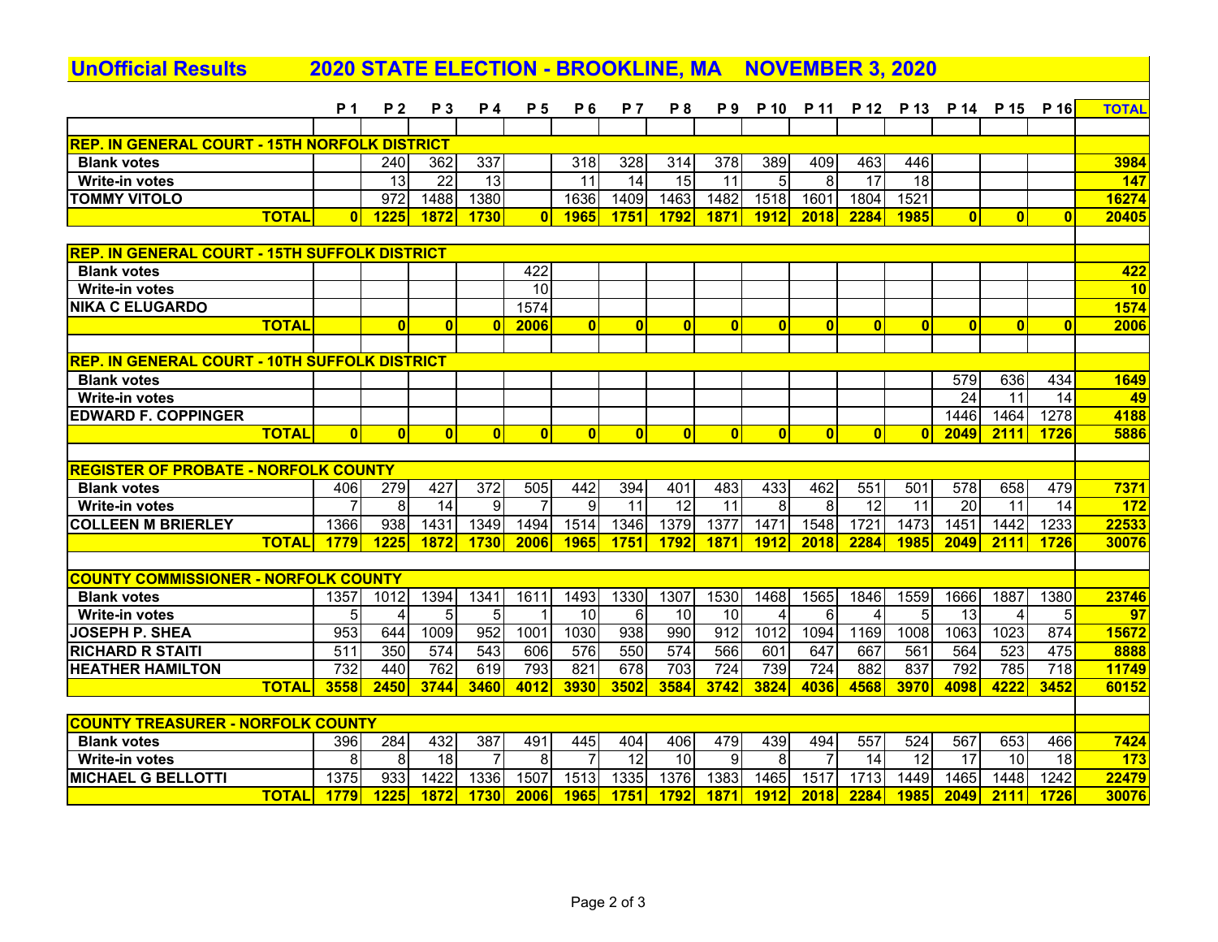## UnOfficial Results — 2020 STATE ELECTION - BROOKLINE, MA — NOVEMBER 3, 2020

| | P 1 | P 2 | P 3 | P 4 | P 5 | P 6 | P 7 | P 8 | P 9 | P 10 | P 11 | P 12 | P 13 | P 14 | P 15 | P 16 | TOTAL |
|---|---|---|---|---|---|---|---|---|---|---|---|---|---|---|---|---|---|
| **REP. IN GENERAL COURT - 15TH NORFOLK DISTRICT** | | | | | | | | | | | | | | | | | |
| **Blank votes** | | 240 | 362 | 337 | | 318 | 328 | 314 | 378 | 389 | 409 | 463 | 446 | | | | **3984** |
| **Write-in votes** | | 13 | 22 | 13 | | 11 | 14 | 15 | 11 | 5 | 8 | 17 | 18 | | | | **147** |
| **TOMMY VITOLO** | | 972 | 1488 | 1380 | | 1636 | 1409 | 1463 | 1482 | 1518 | 1601 | 1804 | 1521 | | | | **16274** |
| **TOTAL** | **0** | **1225** | **1872** | **1730** | **0** | **1965** | **1751** | **1792** | **1871** | **1912** | **2018** | **2284** | **1985** | **0** | **0** | **0** | **20405** |
| **REP. IN GENERAL COURT - 15TH SUFFOLK DISTRICT** | | | | | | | | | | | | | | | | | |
| **Blank votes** | | | | | 422 | | | | | | | | | | | | **422** |
| **Write-in votes** | | | | | 10 | | | | | | | | | | | | **10** |
| **NIKA C ELUGARDO** | | | | | 1574 | | | | | | | | | | | | **1574** |
| **TOTAL** | | **0** | **0** | **0** | **2006** | **0** | **0** | **0** | **0** | **0** | **0** | **0** | **0** | **0** | **0** | **0** | **2006** |
| **REP. IN GENERAL COURT - 10TH SUFFOLK DISTRICT** | | | | | | | | | | | | | | | | | |
| **Blank votes** | | | | | | | | | | | | | | 579 | 636 | 434 | **1649** |
| **Write-in votes** | | | | | | | | | | | | | | 24 | 11 | 14 | **49** |
| **EDWARD F. COPPINGER** | | | | | | | | | | | | | | 1446 | 1464 | 1278 | **4188** |
| **TOTAL** | **0** | **0** | **0** | **0** | **0** | **0** | **0** | **0** | **0** | **0** | **0** | **0** | **0** | **2049** | **2111** | **1726** | **5886** |
| **REGISTER OF PROBATE - NORFOLK COUNTY** | | | | | | | | | | | | | | | | | |
| **Blank votes** | 406 | 279 | 427 | 372 | 505 | 442 | 394 | 401 | 483 | 433 | 462 | 551 | 501 | 578 | 658 | 479 | **7371** |
| **Write-in votes** | 7 | 8 | 14 | 9 | 7 | 9 | 11 | 12 | 11 | 8 | 8 | 12 | 11 | 20 | 11 | 14 | **172** |
| **COLLEEN M BRIERLEY** | 1366 | 938 | 1431 | 1349 | 1494 | 1514 | 1346 | 1379 | 1377 | 1471 | 1548 | 1721 | 1473 | 1451 | 1442 | 1233 | **22533** |
| **TOTAL** | **1779** | **1225** | **1872** | **1730** | **2006** | **1965** | **1751** | **1792** | **1871** | **1912** | **2018** | **2284** | **1985** | **2049** | **2111** | **1726** | **30076** |
| **COUNTY COMMISSIONER - NORFOLK COUNTY** | | | | | | | | | | | | | | | | | |
| **Blank votes** | 1357 | 1012 | 1394 | 1341 | 1611 | 1493 | 1330 | 1307 | 1530 | 1468 | 1565 | 1846 | 1559 | 1666 | 1887 | 1380 | **23746** |
| **Write-in votes** | 5 | 4 | 5 | 5 | 1 | 10 | 6 | 10 | 10 | 4 | 6 | 4 | 5 | 13 | 4 | 5 | **97** |
| **JOSEPH P. SHEA** | 953 | 644 | 1009 | 952 | 1001 | 1030 | 938 | 990 | 912 | 1012 | 1094 | 1169 | 1008 | 1063 | 1023 | 874 | **15672** |
| **RICHARD R STAITI** | 511 | 350 | 574 | 543 | 606 | 576 | 550 | 574 | 566 | 601 | 647 | 667 | 561 | 564 | 523 | 475 | **8888** |
| **HEATHER HAMILTON** | 732 | 440 | 762 | 619 | 793 | 821 | 678 | 703 | 724 | 739 | 724 | 882 | 837 | 792 | 785 | 718 | **11749** |
| **TOTAL** | **3558** | **2450** | **3744** | **3460** | **4012** | **3930** | **3502** | **3584** | **3742** | **3824** | **4036** | **4568** | **3970** | **4098** | **4222** | **3452** | **60152** |
| **COUNTY TREASURER - NORFOLK COUNTY** | | | | | | | | | | | | | | | | | |
| **Blank votes** | 396 | 284 | 432 | 387 | 491 | 445 | 404 | 406 | 479 | 439 | 494 | 557 | 524 | 567 | 653 | 466 | **7424** |
| **Write-in votes** | 8 | 8 | 18 | 7 | 8 | 7 | 12 | 10 | 9 | 8 | 7 | 14 | 12 | 17 | 10 | 18 | **173** |
| **MICHAEL G BELLOTTI** | 1375 | 933 | 1422 | 1336 | 1507 | 1513 | 1335 | 1376 | 1383 | 1465 | 1517 | 1713 | 1449 | 1465 | 1448 | 1242 | **22479** |
| **TOTAL** | **1779** | **1225** | **1872** | **1730** | **2006** | **1965** | **1751** | **1792** | **1871** | **1912** | **2018** | **2284** | **1985** | **2049** | **2111** | **1726** | **30076** |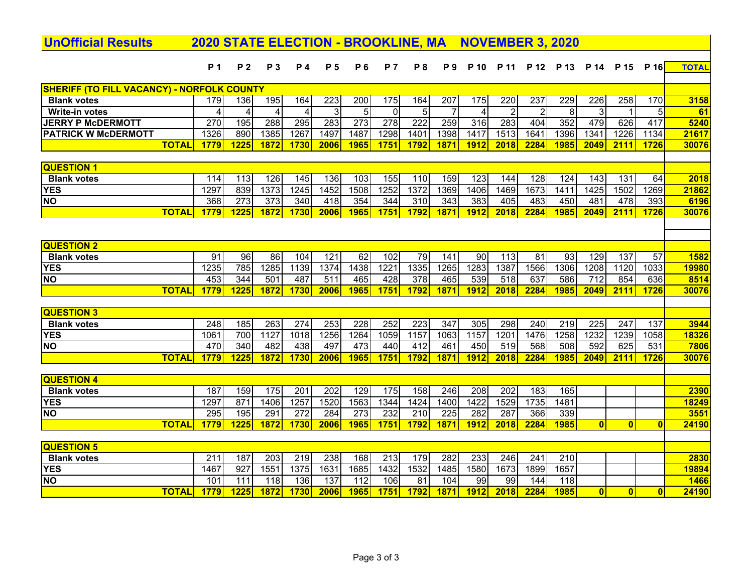# UnOfficial Results 2020 STATE ELECTION - BROOKLINE, MA NOVEMBER 3, 2020

| | P 1 | P 2 | P 3 | P 4 | P 5 | P 6 | P 7 | P 8 | P 9 | P 10 | P 11 | P 12 | P 13 | P 14 | P 15 | P 16 | TOTAL |
|---|---|---|---|---|---|---|---|---|---|---|---|---|---|---|---|---|---|
| **SHERIFF (TO FILL VACANCY) - NORFOLK COUNTY** | | | | | | | | | | | | | | | | | |
| **Blank votes** | 179 | 136 | 195 | 164 | 223 | 200 | 175 | 164 | 207 | 175 | 220 | 237 | 229 | 226 | 258 | 170 | **3158** |
| **Write-in votes** | 4 | 4 | 4 | 4 | 3 | 5 | 0 | 5 | 7 | 4 | 2 | 2 | 8 | 3 | 1 | 5 | **61** |
| **JERRY P McDERMOTT** | 270 | 195 | 288 | 295 | 283 | 273 | 278 | 222 | 259 | 316 | 283 | 404 | 352 | 479 | 626 | 417 | **5240** |
| **PATRICK W McDERMOTT** | 1326 | 890 | 1385 | 1267 | 1497 | 1487 | 1298 | 1401 | 1398 | 1417 | 1513 | 1641 | 1396 | 1341 | 1226 | 1134 | **21617** |
| **TOTAL** | **1779** | **1225** | **1872** | **1730** | **2006** | **1965** | **1751** | **1792** | **1871** | **1912** | **2018** | **2284** | **1985** | **2049** | **2111** | **1726** | **30076** |
| **QUESTION 1** | | | | | | | | | | | | | | | | | |
| **Blank votes** | 114 | 113 | 126 | 145 | 136 | 103 | 155 | 110 | 159 | 123 | 144 | 128 | 124 | 143 | 131 | 64 | **2018** |
| **YES** | 1297 | 839 | 1373 | 1245 | 1452 | 1508 | 1252 | 1372 | 1369 | 1406 | 1469 | 1673 | 1411 | 1425 | 1502 | 1269 | **21862** |
| **NO** | 368 | 273 | 373 | 340 | 418 | 354 | 344 | 310 | 343 | 383 | 405 | 483 | 450 | 481 | 478 | 393 | **6196** |
| **TOTAL** | **1779** | **1225** | **1872** | **1730** | **2006** | **1965** | **1751** | **1792** | **1871** | **1912** | **2018** | **2284** | **1985** | **2049** | **2111** | **1726** | **30076** |
| **QUESTION 2** | | | | | | | | | | | | | | | | | |
| **Blank votes** | 91 | 96 | 86 | 104 | 121 | 62 | 102 | 79 | 141 | 90 | 113 | 81 | 93 | 129 | 137 | 57 | **1582** |
| **YES** | 1235 | 785 | 1285 | 1139 | 1374 | 1438 | 1221 | 1335 | 1265 | 1283 | 1387 | 1566 | 1306 | 1208 | 1120 | 1033 | **19980** |
| **NO** | 453 | 344 | 501 | 487 | 511 | 465 | 428 | 378 | 465 | 539 | 518 | 637 | 586 | 712 | 854 | 636 | **8514** |
| **TOTAL** | **1779** | **1225** | **1872** | **1730** | **2006** | **1965** | **1751** | **1792** | **1871** | **1912** | **2018** | **2284** | **1985** | **2049** | **2111** | **1726** | **30076** |
| **QUESTION 3** | | | | | | | | | | | | | | | | | |
| **Blank votes** | 248 | 185 | 263 | 274 | 253 | 228 | 252 | 223 | 347 | 305 | 298 | 240 | 219 | 225 | 247 | 137 | **3944** |
| **YES** | 1061 | 700 | 1127 | 1018 | 1256 | 1264 | 1059 | 1157 | 1063 | 1157 | 1201 | 1476 | 1258 | 1232 | 1239 | 1058 | **18326** |
| **NO** | 470 | 340 | 482 | 438 | 497 | 473 | 440 | 412 | 461 | 450 | 519 | 568 | 508 | 592 | 625 | 531 | **7806** |
| **TOTAL** | **1779** | **1225** | **1872** | **1730** | **2006** | **1965** | **1751** | **1792** | **1871** | **1912** | **2018** | **2284** | **1985** | **2049** | **2111** | **1726** | **30076** |
| **QUESTION 4** | | | | | | | | | | | | | | | | | |
| **Blank votes** | 187 | 159 | 175 | 201 | 202 | 129 | 175 | 158 | 246 | 208 | 202 | 183 | 165 | | | | **2390** |
| **YES** | 1297 | 871 | 1406 | 1257 | 1520 | 1563 | 1344 | 1424 | 1400 | 1422 | 1529 | 1735 | 1481 | | | | **18249** |
| **NO** | 295 | 195 | 291 | 272 | 284 | 273 | 232 | 210 | 225 | 282 | 287 | 366 | 339 | | | | **3551** |
| **TOTAL** | **1779** | **1225** | **1872** | **1730** | **2006** | **1965** | **1751** | **1792** | **1871** | **1912** | **2018** | **2284** | **1985** | **0** | **0** | **0** | **24190** |
| **QUESTION 5** | | | | | | | | | | | | | | | | | |
| **Blank votes** | 211 | 187 | 203 | 219 | 238 | 168 | 213 | 179 | 282 | 233 | 246 | 241 | 210 | | | | **2830** |
| **YES** | 1467 | 927 | 1551 | 1375 | 1631 | 1685 | 1432 | 1532 | 1485 | 1580 | 1673 | 1899 | 1657 | | | | **19894** |
| **NO** | 101 | 111 | 118 | 136 | 137 | 112 | 106 | 81 | 104 | 99 | 99 | 144 | 118 | | | | **1466** |
| **TOTAL** | **1779** | **1225** | **1872** | **1730** | **2006** | **1965** | **1751** | **1792** | **1871** | **1912** | **2018** | **2284** | **1985** | **0** | **0** | **0** | **24190** |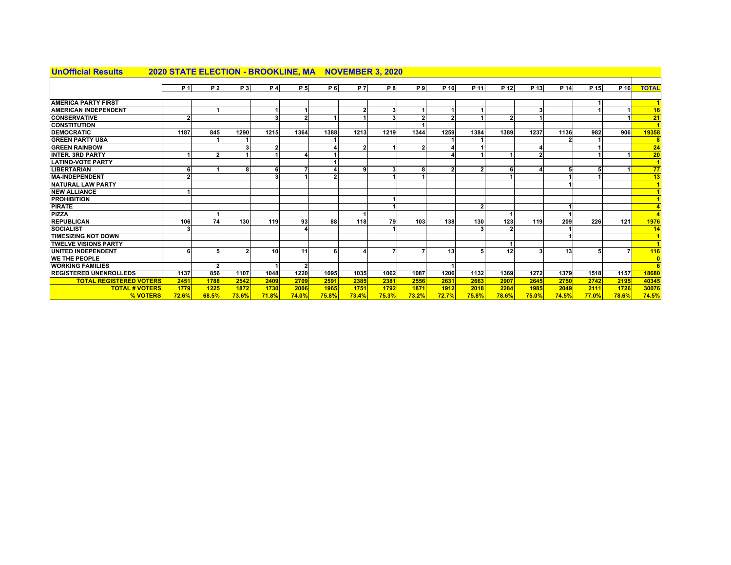## UnOfficial Results — 2020 STATE ELECTION - BROOKLINE, MA — NOVEMBER 3, 2020

| | P 1 | P 2 | P 3 | P 4 | P 5 | P 6 | P 7 | P 8 | P 9 | P 10 | P 11 | P 12 | P 13 | P 14 | P 15 | P 16 | TOTAL |
|---|---|---|---|---|---|---|---|---|---|---|---|---|---|---|---|---|---|
| AMERICA PARTY FIRST | | | | | | | | | | | | | | | 1 | | 1 |
| AMERICAN INDEPENDENT | | 1 | | 1 | 1 | | 2 | 3 | 1 | 1 | 1 | | 3 | | 1 | 1 | 16 |
| CONSERVATIVE | 2 | | | 3 | 2 | 1 | 1 | 3 | 2 | 2 | 1 | 2 | 1 | | | 1 | 21 |
| CONSTITUTION | | | | | | | | | 1 | | | | | | | | 1 |
| DEMOCRATIC | 1187 | 845 | 1290 | 1215 | 1364 | 1388 | 1213 | 1219 | 1344 | 1259 | 1384 | 1389 | 1237 | 1136 | 982 | 906 | 19358 |
| GREEN PARTY USA | | 1 | 1 | | | 1 | | | | 1 | 1 | | | 2 | 1 | | 8 |
| GREEN RAINBOW | | | 3 | 2 | | 4 | 2 | 1 | 2 | 4 | 1 | | 4 | | 1 | | 24 |
| INTER. 3RD PARTY | 1 | 2 | 1 | 1 | 4 | 1 | | | | 4 | 1 | 1 | 2 | | 1 | 1 | 20 |
| LATINO-VOTE PARTY | | | | | | 1 | | | | | | | | | | | 1 |
| LIBERTARIAN | 6 | 1 | 8 | 6 | 7 | 4 | 9 | 3 | 8 | 2 | 2 | 6 | 4 | 5 | 5 | 1 | 77 |
| MA-INDEPENDENT | 2 | | | 3 | 1 | 2 | | 1 | 1 | | | 1 | | 1 | 1 | | 13 |
| NATURAL LAW PARTY | | | | | | | | | | | | | | 1 | | | 1 |
| NEW ALLIANCE | 1 | | | | | | | | | | | | | | | | 1 |
| PROHIBITION | | | | | | | | 1 | | | | | | | | | 1 |
| PIRATE | | | | | | | | 1 | | | 2 | | | 1 | | | 4 |
| PIZZA | | 1 | | | | | 1 | | | | | 1 | | 1 | | | 4 |
| REPUBLICAN | 106 | 74 | 130 | 119 | 93 | 88 | 118 | 79 | 103 | 138 | 130 | 123 | 119 | 209 | 226 | 121 | 1976 |
| SOCIALIST | 3 | | | | 4 | | | 1 | | | 3 | 2 | | 1 | | | 14 |
| TIMESIZING NOT DOWN | | | | | | | | | | | | | | 1 | | | 1 |
| TWELVE VISIONS PARTY | | | | | | | | | | | | 1 | | | | | 1 |
| UNITED INDEPENDENT | 6 | 5 | 2 | 10 | 11 | 6 | 4 | 7 | 7 | 13 | 5 | 12 | 3 | 13 | 5 | 7 | 116 |
| WE THE PEOPLE | | | | | | | | | | | | | | | | | 0 |
| WORKING FAMILIES | | 2 | | 1 | 2 | | | | | 1 | | | | | | | 6 |
| REGISTERED UNENROLLEDS | 1137 | 856 | 1107 | 1048 | 1220 | 1095 | 1035 | 1062 | 1087 | 1206 | 1132 | 1369 | 1272 | 1379 | 1518 | 1157 | 18680 |
| TOTAL REGISTERED VOTERS | 2451 | 1788 | 2542 | 2409 | 2709 | 2591 | 2385 | 2381 | 2556 | 2631 | 2663 | 2907 | 2645 | 2750 | 2742 | 2195 | 40345 |
| TOTAL # VOTERS | 1779 | 1225 | 1872 | 1730 | 2006 | 1965 | 1751 | 1792 | 1871 | 1912 | 2018 | 2284 | 1985 | 2049 | 2111 | 1726 | 30076 |
| % VOTERS | 72.6% | 68.5% | 73.6% | 71.8% | 74.0% | 75.8% | 73.4% | 75.3% | 73.2% | 72.7% | 75.8% | 78.6% | 75.0% | 74.5% | 77.0% | 78.6% | 74.5% |